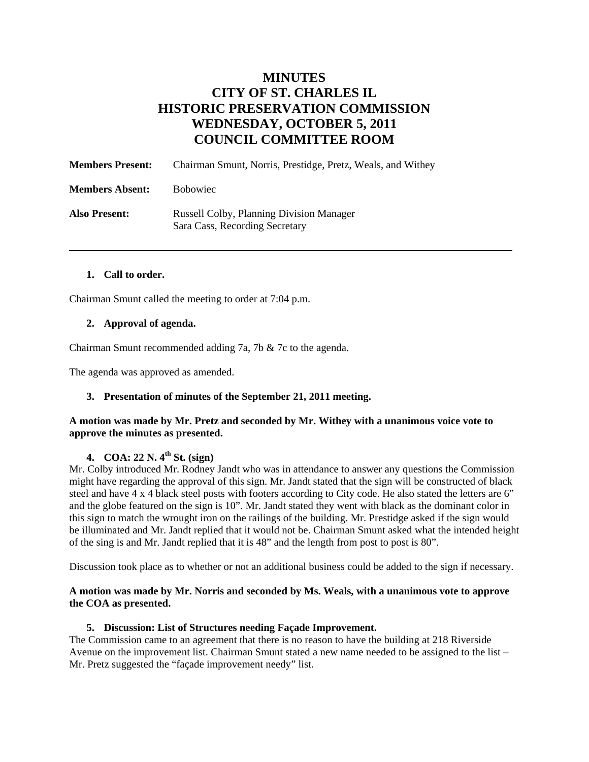# MINUTES
# CITY OF ST. CHARLES IL
# HISTORIC PRESERVATION COMMISSION
# WEDNESDAY, OCTOBER 5, 2011
# COUNCIL COMMITTEE ROOM

**Members Present:** Chairman Smunt, Norris, Prestidge, Pretz, Weals, and Withey

**Members Absent:** Bobowiec

**Also Present:** Russell Colby, Planning Division Manager
Sara Cass, Recording Secretary

---

1. **Call to order.**

Chairman Smunt called the meeting to order at 7:04 p.m.

2. **Approval of agenda.**

Chairman Smunt recommended adding 7a, 7b & 7c to the agenda.

The agenda was approved as amended.

3. **Presentation of minutes of the September 21, 2011 meeting.**

**A motion was made by Mr. Pretz and seconded by Mr. Withey with a unanimous voice vote to approve the minutes as presented.**

4. **COA: 22 N. 4th St. (sign)**

Mr. Colby introduced Mr. Rodney Jandt who was in attendance to answer any questions the Commission might have regarding the approval of this sign. Mr. Jandt stated that the sign will be constructed of black steel and have 4 x 4 black steel posts with footers according to City code. He also stated the letters are 6" and the globe featured on the sign is 10". Mr. Jandt stated they went with black as the dominant color in this sign to match the wrought iron on the railings of the building. Mr. Prestidge asked if the sign would be illuminated and Mr. Jandt replied that it would not be. Chairman Smunt asked what the intended height of the sing is and Mr. Jandt replied that it is 48" and the length from post to post is 80".

Discussion took place as to whether or not an additional business could be added to the sign if necessary.

**A motion was made by Mr. Norris and seconded by Ms. Weals, with a unanimous vote to approve the COA as presented.**

5. **Discussion: List of Structures needing Façade Improvement.**

The Commission came to an agreement that there is no reason to have the building at 218 Riverside Avenue on the improvement list. Chairman Smunt stated a new name needed to be assigned to the list – Mr. Pretz suggested the "façade improvement needy" list.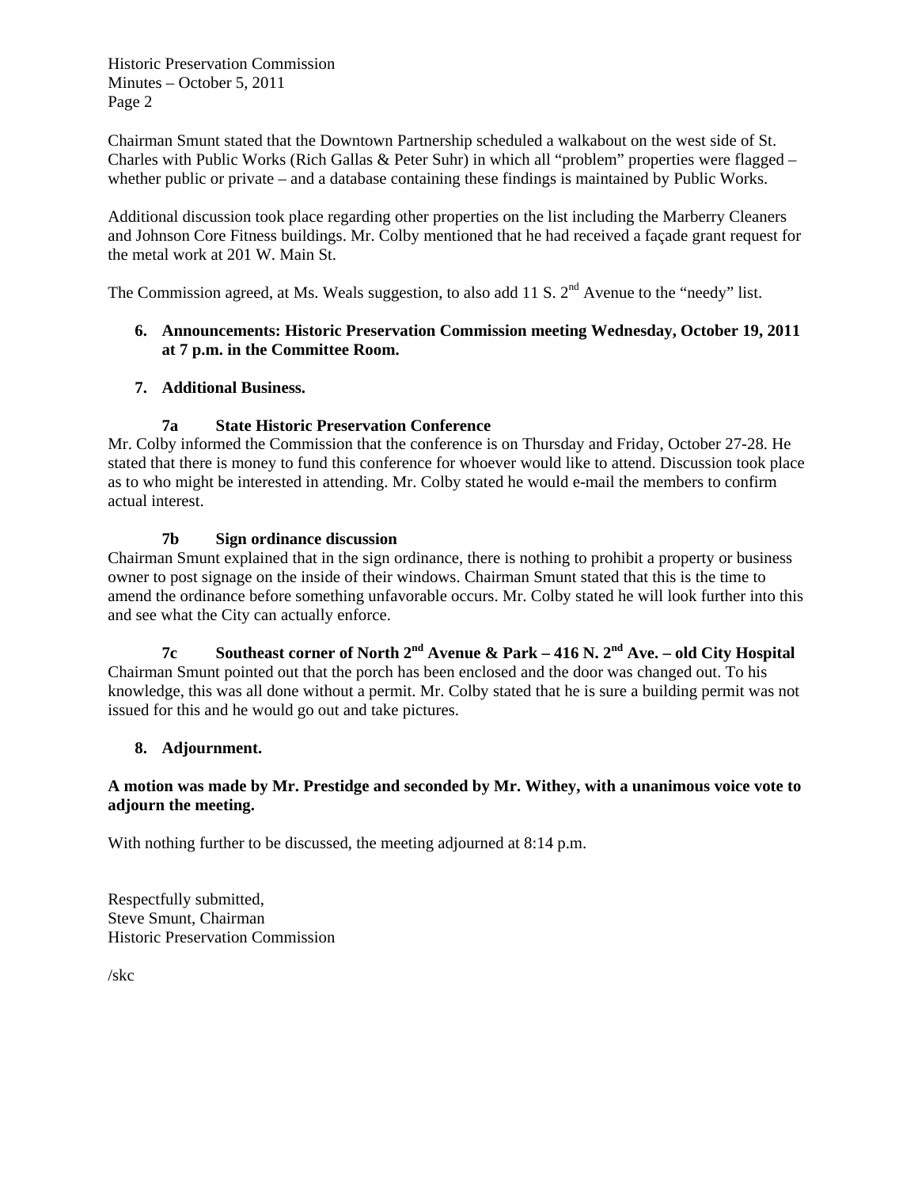Chairman Smunt stated that the Downtown Partnership scheduled a walkabout on the west side of St. Charles with Public Works (Rich Gallas & Peter Suhr) in which all "problem" properties were flagged – whether public or private – and a database containing these findings is maintained by Public Works.

Additional discussion took place regarding other properties on the list including the Marberry Cleaners and Johnson Core Fitness buildings. Mr. Colby mentioned that he had received a façade grant request for the metal work at 201 W. Main St.

The Commission agreed, at Ms. Weals suggestion, to also add 11 S. 2nd Avenue to the "needy" list.

**6. Announcements: Historic Preservation Commission meeting Wednesday, October 19, 2011 at 7 p.m. in the Committee Room.**

**7. Additional Business.**

**7a State Historic Preservation Conference**

Mr. Colby informed the Commission that the conference is on Thursday and Friday, October 27-28. He stated that there is money to fund this conference for whoever would like to attend. Discussion took place as to who might be interested in attending. Mr. Colby stated he would e-mail the members to confirm actual interest.

**7b Sign ordinance discussion**

Chairman Smunt explained that in the sign ordinance, there is nothing to prohibit a property or business owner to post signage on the inside of their windows. Chairman Smunt stated that this is the time to amend the ordinance before something unfavorable occurs. Mr. Colby stated he will look further into this and see what the City can actually enforce.

**7c Southeast corner of North 2nd Avenue & Park – 416 N. 2nd Ave. – old City Hospital**

Chairman Smunt pointed out that the porch has been enclosed and the door was changed out. To his knowledge, this was all done without a permit. Mr. Colby stated that he is sure a building permit was not issued for this and he would go out and take pictures.

**8. Adjournment.**

**A motion was made by Mr. Prestidge and seconded by Mr. Withey, with a unanimous voice vote to adjourn the meeting.**

With nothing further to be discussed, the meeting adjourned at 8:14 p.m.

Respectfully submitted,
Steve Smunt, Chairman
Historic Preservation Commission

/skc